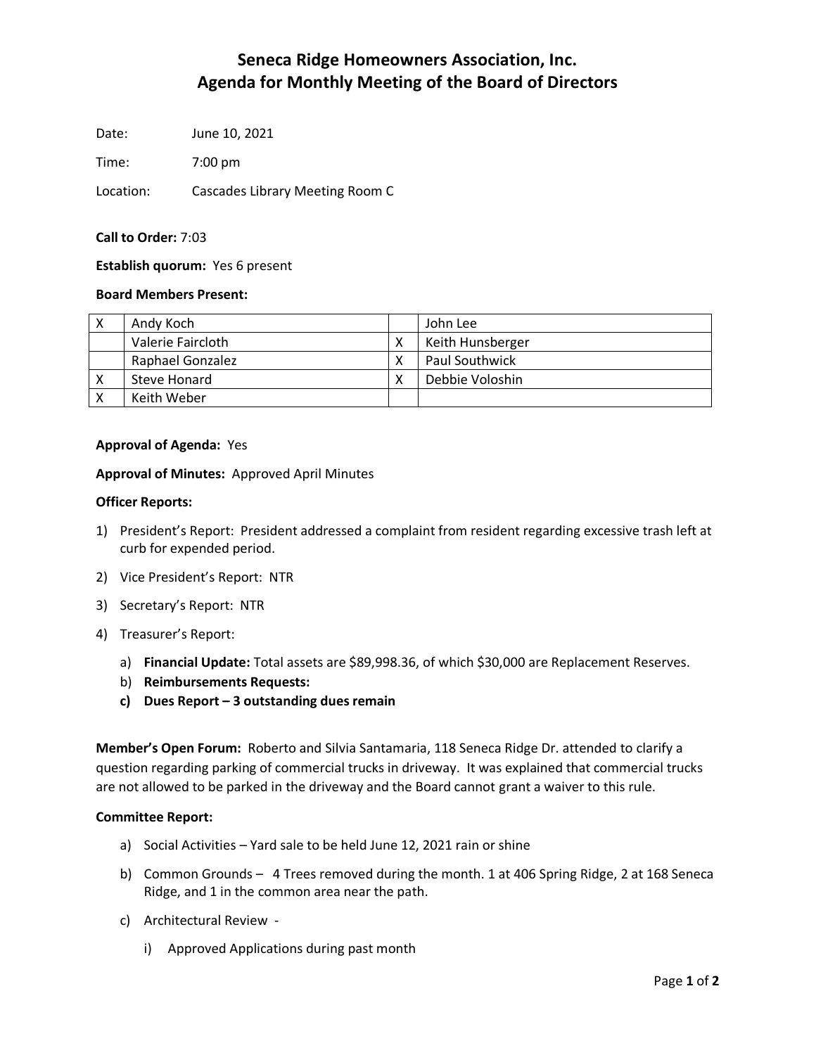# Seneca Ridge Homeowners Association, Inc.
# Agenda for Monthly Meeting of the Board of Directors

Date: June 10, 2021

Time: 7:00 pm

Location: Cascades Library Meeting Room C

**Call to Order:** 7:03

**Establish quorum:** Yes 6 present

**Board Members Present:**

| | | | |
|---|---|---|---|
| X | Andy Koch | | John Lee |
| | Valerie Faircloth | X | Keith Hunsberger |
| | Raphael Gonzalez | X | Paul Southwick |
| X | Steve Honard | X | Debbie Voloshin |
| X | Keith Weber | | |

**Approval of Agenda:** Yes

**Approval of Minutes:** Approved April Minutes

**Officer Reports:**

1) President's Report: President addressed a complaint from resident regarding excessive trash left at curb for expended period.
2) Vice President's Report: NTR
3) Secretary's Report: NTR
4) Treasurer's Report:
   a) **Financial Update:** Total assets are $89,998.36, of which $30,000 are Replacement Reserves.
   b) **Reimbursements Requests:**
   c) **Dues Report – 3 outstanding dues remain**

**Member's Open Forum:** Roberto and Silvia Santamaria, 118 Seneca Ridge Dr. attended to clarify a question regarding parking of commercial trucks in driveway. It was explained that commercial trucks are not allowed to be parked in the driveway and the Board cannot grant a waiver to this rule.

**Committee Report:**

a) Social Activities – Yard sale to be held June 12, 2021 rain or shine
b) Common Grounds – 4 Trees removed during the month. 1 at 406 Spring Ridge, 2 at 168 Seneca Ridge, and 1 in the common area near the path.
c) Architectural Review -
   i) Approved Applications during past month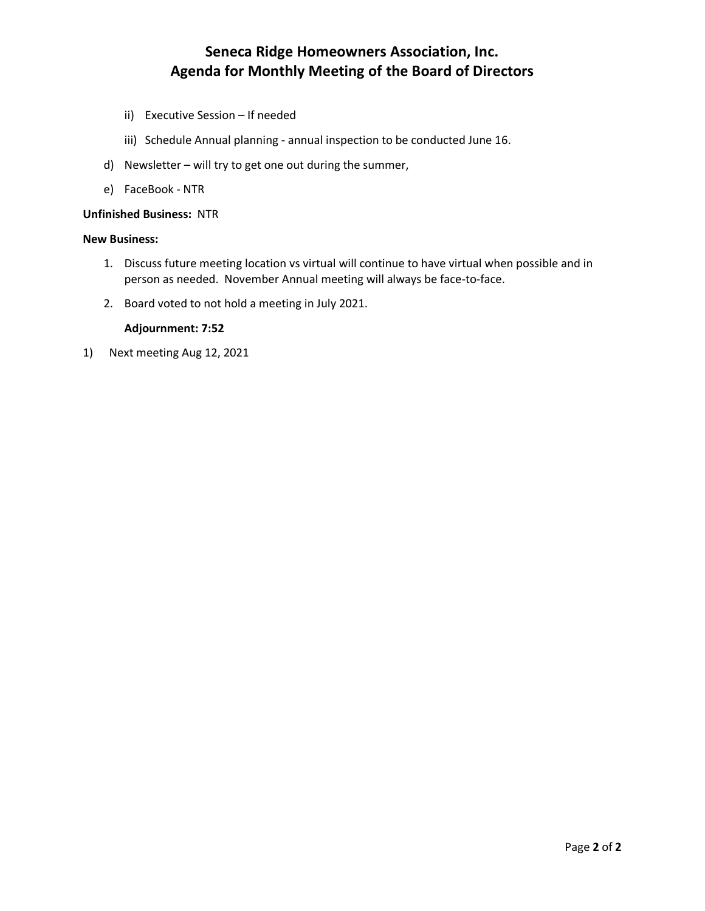# Seneca Ridge Homeowners Association, Inc.
# Agenda for Monthly Meeting of the Board of Directors

   ii) Executive Session – If needed

   iii) Schedule Annual planning - annual inspection to be conducted June 16.

d) Newsletter – will try to get one out during the summer,

e) FaceBook - NTR

**Unfinished Business:** NTR

**New Business:**

1. Discuss future meeting location vs virtual will continue to have virtual when possible and in person as needed. November Annual meeting will always be face-to-face.
2. Board voted to not hold a meeting in July 2021.

   **Adjournment: 7:52**

1) Next meeting Aug 12, 2021